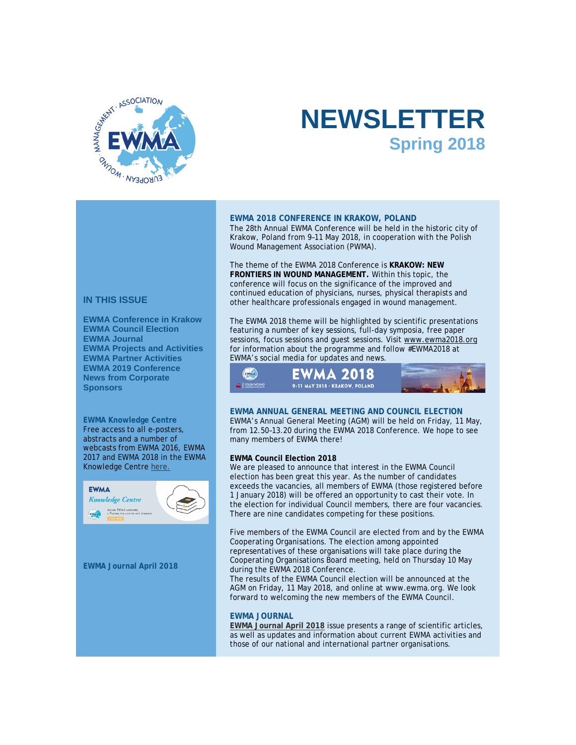# NEWSLETTER

## Spring 2018

### IN THIS ISSUE

**EWMA Conference in Krakow**
**EWMA Council Election**
**EWMA Journal**
**EWMA Projects and Activities**
**EWMA Partner Activities**
**EWMA 2019 Conference**
**News from Corporate Sponsors**

**EWMA Knowledge Centre**
Free access to all e-posters, abstracts and a number of webcasts from EWMA 2016, EWMA 2017 and EWMA 2018 in the EWMA Knowledge Centre here.

**EWMA Journal April 2018**

### EWMA 2018 CONFERENCE IN KRAKOW, POLAND

The 28th Annual EWMA Conference will be held in the historic city of Krakow, Poland from 9–11 May 2018, in cooperation with the Polish Wound Management Association (PWMA).

The theme of the EWMA 2018 Conference is **KRAKOW: NEW FRONTIERS IN WOUND MANAGEMENT.** Within this topic, the conference will focus on the significance of the improved and continued education of physicians, nurses, physical therapists and other healthcare professionals engaged in wound management.

The EWMA 2018 theme will be highlighted by scientific presentations featuring a number of key sessions, full-day symposia, free paper sessions, focus sessions and guest sessions. Visit www.ewma2018.org for information about the programme and follow #EWMA2018 at EWMA's social media for updates and news.

EWMA 2018
9-11 MAY 2018 · KRAKOW, POLAND

### EWMA ANNUAL GENERAL MEETING AND COUNCIL ELECTION

EWMA's Annual General Meeting (AGM) will be held on Friday, 11 May, from 12.50–13.20 during the EWMA 2018 Conference. We hope to see many members of EWMA there!

**EWMA Council Election 2018**

We are pleased to announce that interest in the EWMA Council election has been great this year. As the number of candidates exceeds the vacancies, all members of EWMA (those registered before 1 January 2018) will be offered an opportunity to cast their vote. In the election for individual Council members, there are four vacancies. There are nine candidates competing for these positions.

Five members of the EWMA Council are elected from and by the EWMA Cooperating Organisations. The election among appointed representatives of these organisations will take place during the Cooperating Organisations Board meeting, held on Thursday 10 May during the EWMA 2018 Conference.
The results of the EWMA Council election will be announced at the AGM on Friday, 11 May 2018, and online at www.ewma.org. We look forward to welcoming the new members of the EWMA Council.

### EWMA JOURNAL

**EWMA Journal April 2018** issue presents a range of scientific articles, as well as updates and information about current EWMA activities and those of our national and international partner organisations.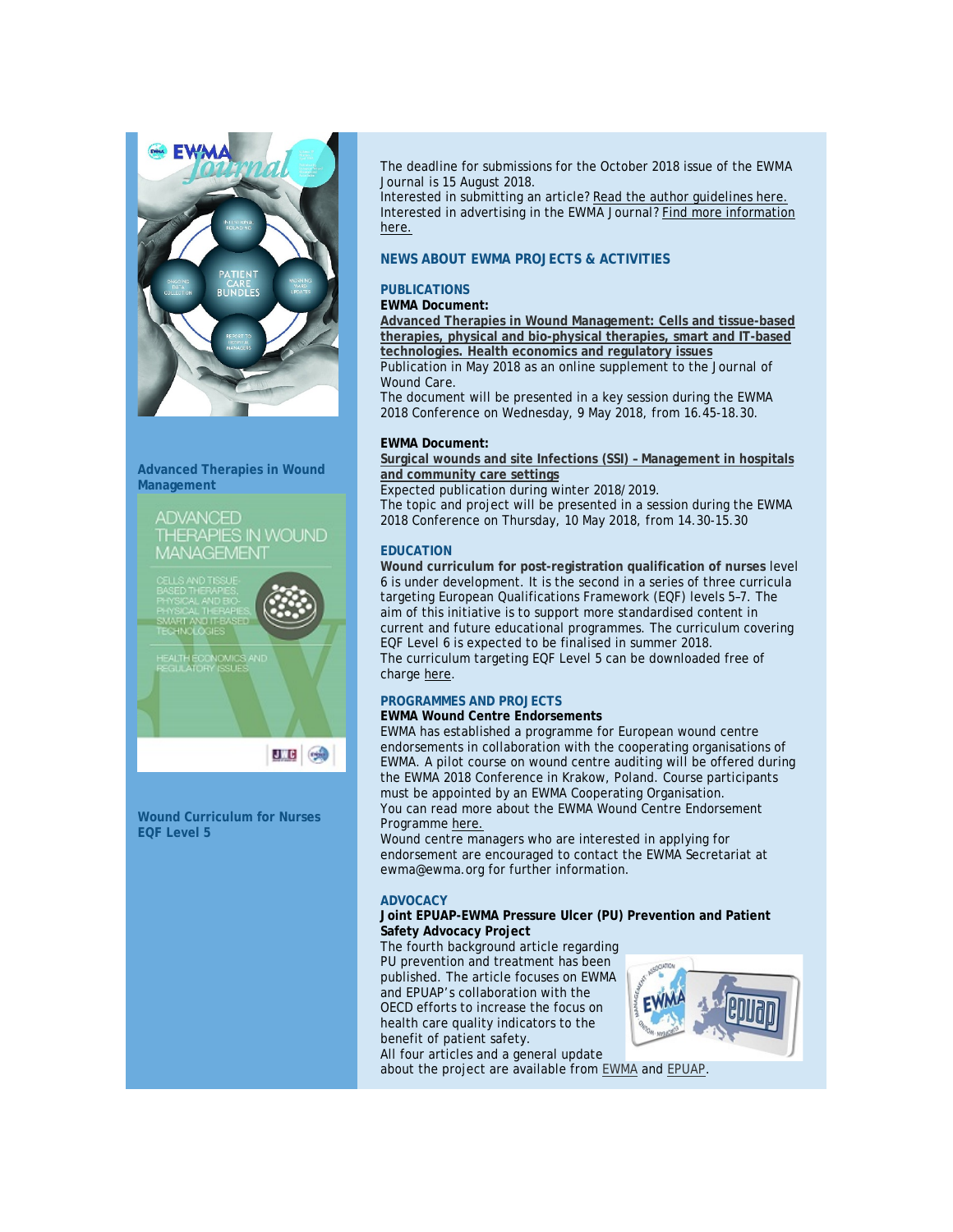The deadline for submissions for the October 2018 issue of the EWMA Journal is 15 August 2018.
Interested in submitting an article? Read the author guidelines here.
Interested in advertising in the EWMA Journal? Find more information here.

**Advanced Therapies in Wound Management**

**Wound Curriculum for Nurses EQF Level 5**

## NEWS ABOUT EWMA PROJECTS & ACTIVITIES

### PUBLICATIONS

**EWMA Document:**
**Advanced Therapies in Wound Management: Cells and tissue-based therapies, physical and bio-physical therapies, smart and IT-based technologies. Health economics and regulatory issues**
Publication in May 2018 as an online supplement to the Journal of Wound Care.
The document will be presented in a key session during the EWMA 2018 Conference on Wednesday, 9 May 2018, from 16.45-18.30.

**EWMA Document:**
**Surgical wounds and site Infections (SSI) – Management in hospitals and community care settings**
Expected publication during winter 2018/2019.
The topic and project will be presented in a session during the EWMA 2018 Conference on Thursday, 10 May 2018, from 14.30-15.30

### EDUCATION

**Wound curriculum for post-registration qualification of nurses** level 6 is under development. It is the second in a series of three curricula targeting European Qualifications Framework (EQF) levels 5–7. The aim of this initiative is to support more standardised content in current and future educational programmes. The curriculum covering EQF Level 6 is expected to be finalised in summer 2018.
The curriculum targeting EQF Level 5 can be downloaded free of charge here.

### PROGRAMMES AND PROJECTS

**EWMA Wound Centre Endorsements**
EWMA has established a programme for European wound centre endorsements in collaboration with the cooperating organisations of EWMA. A pilot course on wound centre auditing will be offered during the EWMA 2018 Conference in Krakow, Poland. Course participants must be appointed by an EWMA Cooperating Organisation.
You can read more about the EWMA Wound Centre Endorsement Programme here.
Wound centre managers who are interested in applying for endorsement are encouraged to contact the EWMA Secretariat at ewma@ewma.org for further information.

### ADVOCACY

**Joint EPUAP-EWMA Pressure Ulcer (PU) Prevention and Patient Safety Advocacy Project**
The fourth background article regarding PU prevention and treatment has been published. The article focuses on EWMA and EPUAP's collaboration with the OECD efforts to increase the focus on health care quality indicators to the benefit of patient safety.
All four articles and a general update about the project are available from EWMA and EPUAP.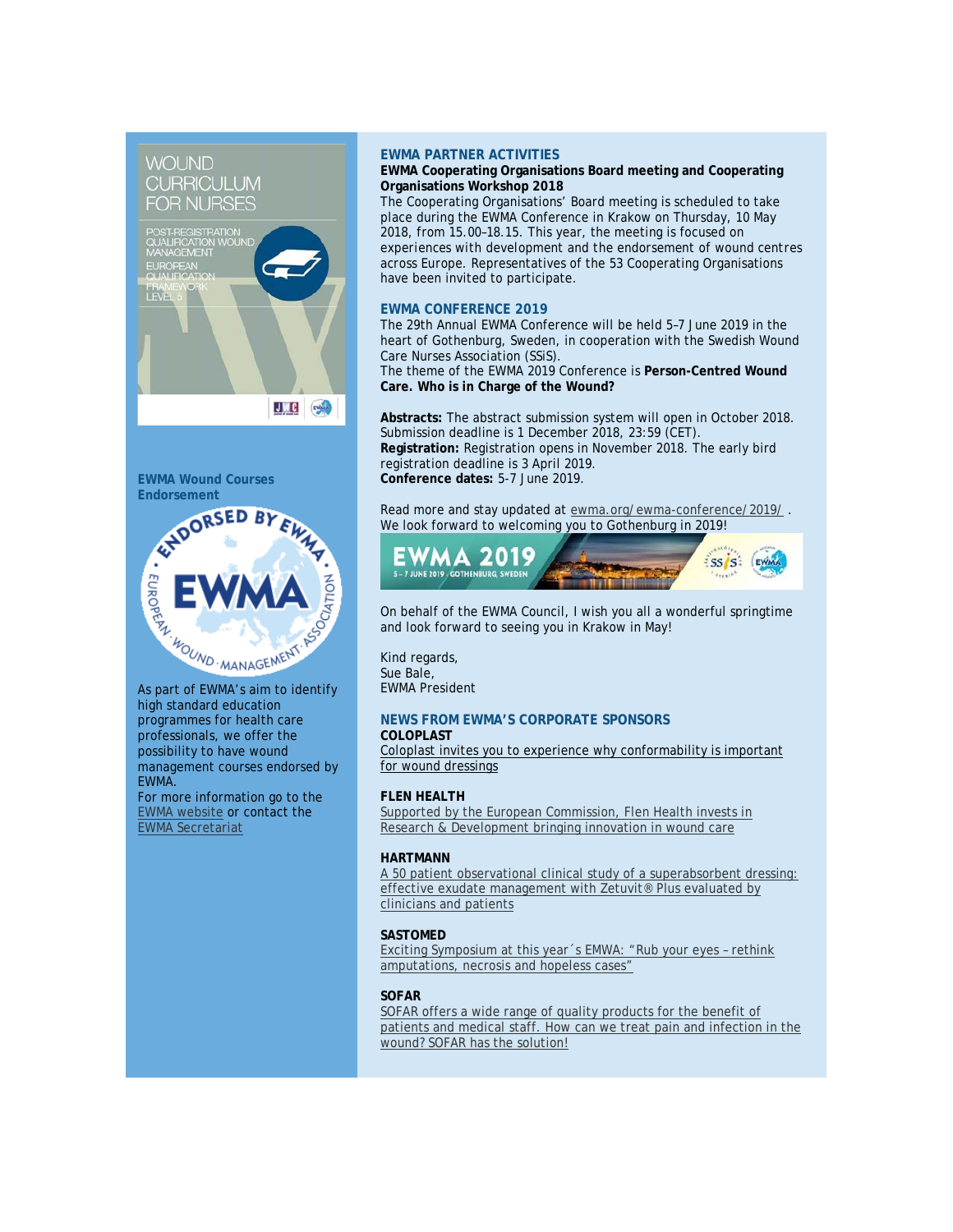## EWMA Wound Courses Endorsement

As part of EWMA's aim to identify high standard education programmes for health care professionals, we offer the possibility to have wound management courses endorsed by EWMA.

For more information go to the EWMA website or contact the EWMA Secretariat

## EWMA PARTNER ACTIVITIES

**EWMA Cooperating Organisations Board meeting and Cooperating Organisations Workshop 2018**

The Cooperating Organisations' Board meeting is scheduled to take place during the EWMA Conference in Krakow on Thursday, 10 May 2018, from 15.00–18.15. This year, the meeting is focused on experiences with development and the endorsement of wound centres across Europe. Representatives of the 53 Cooperating Organisations have been invited to participate.

## EWMA CONFERENCE 2019

The 29th Annual EWMA Conference will be held 5–7 June 2019 in the heart of Gothenburg, Sweden, in cooperation with the Swedish Wound Care Nurses Association (SSiS).

The theme of the EWMA 2019 Conference is **Person-Centred Wound Care. Who is in Charge of the Wound?**

**Abstracts:** The abstract submission system will open in October 2018. Submission deadline is 1 December 2018, 23:59 (CET).
**Registration:** Registration opens in November 2018. The early bird registration deadline is 3 April 2019.
**Conference dates:** 5-7 June 2019.

Read more and stay updated at ewma.org/ewma-conference/2019/ .
We look forward to welcoming you to Gothenburg in 2019!

On behalf of the EWMA Council, I wish you all a wonderful springtime and look forward to seeing you in Krakow in May!

Kind regards,
Sue Bale,
EWMA President

## NEWS FROM EWMA'S CORPORATE SPONSORS

**COLOPLAST**

Coloplast invites you to experience why conformability is important for wound dressings

**FLEN HEALTH**

Supported by the European Commission, Flen Health invests in Research & Development bringing innovation in wound care

**HARTMANN**

A 50 patient observational clinical study of a superabsorbent dressing: effective exudate management with Zetuvit® Plus evaluated by clinicians and patients

**SASTOMED**

Exciting Symposium at this year´s EWMA: "Rub your eyes – rethink amputations, necrosis and hopeless cases"

**SOFAR**

SOFAR offers a wide range of quality products for the benefit of patients and medical staff. How can we treat pain and infection in the wound? SOFAR has the solution!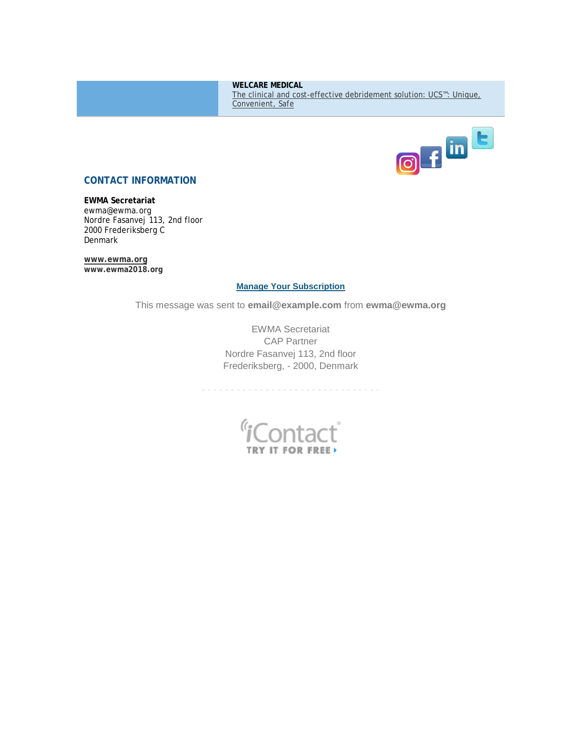**WELCARE MEDICAL**
The clinical and cost-effective debridement solution: UCS™: Unique, Convenient, Safe

## CONTACT INFORMATION

**EWMA Secretariat**
ewma@ewma.org
Nordre Fasanvej 113, 2nd floor
2000 Frederiksberg C
Denmark

**www.ewma.org**
**www.ewma2018.org**

**Manage Your Subscription**

This message was sent to **email@example.com** from **ewma@ewma.org**

EWMA Secretariat
CAP Partner
Nordre Fasanvej 113, 2nd floor
Frederiksberg, - 2000, Denmark

iContact
TRY IT FOR FREE